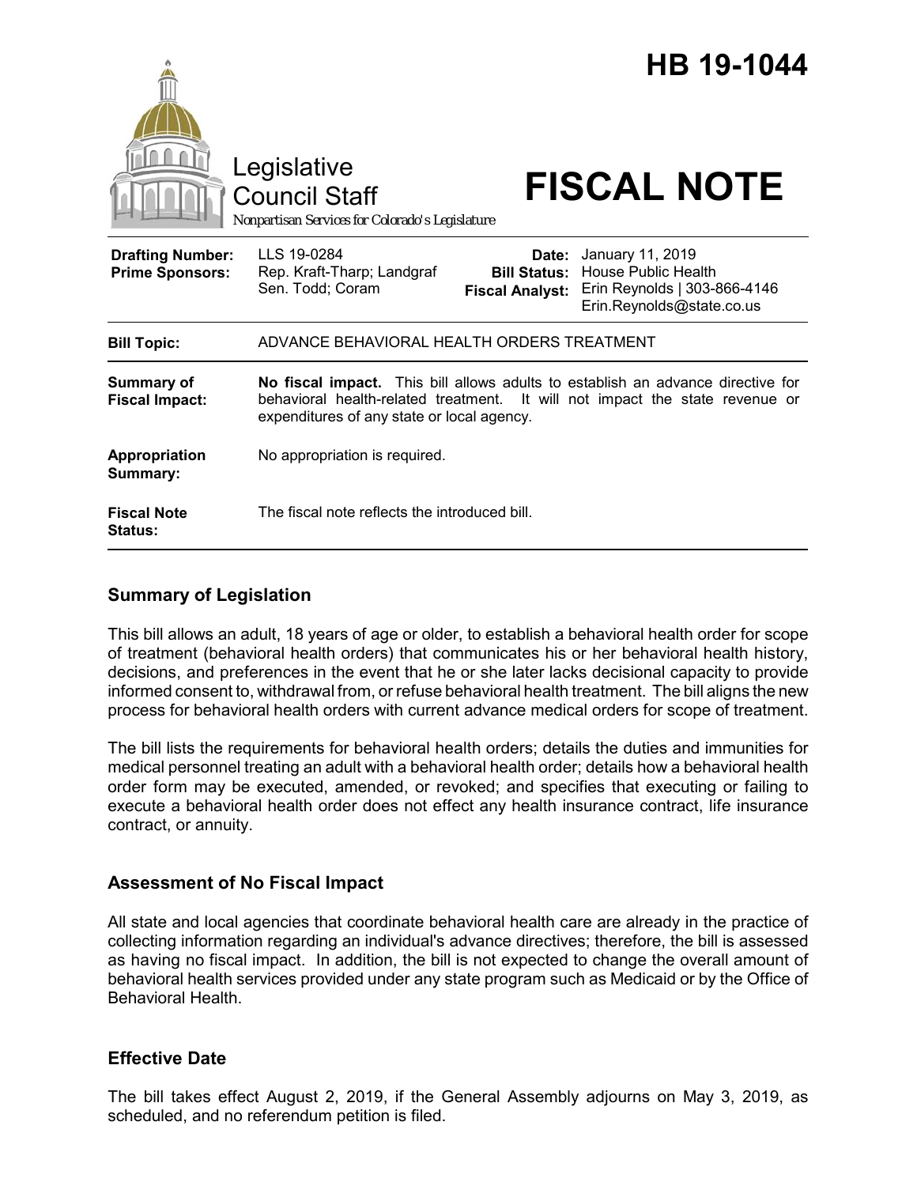# HB 19-1044

Legislative Council Staff

*Nonpartisan Services for Colorado's Legislature*

# FISCAL NOTE

| | | | |
|---|---|---|---|
| **Drafting Number:** | LLS 19-0284 | **Date:** | January 11, 2019 |
| **Prime Sponsors:** | Rep. Kraft-Tharp; Landgraf<br>Sen. Todd; Coram | **Bill Status:** | House Public Health |
| | | **Fiscal Analyst:** | Erin Reynolds \| 303-866-4146<br>Erin.Reynolds@state.co.us |

| | |
|---|---|
| **Bill Topic:** | ADVANCE BEHAVIORAL HEALTH ORDERS TREATMENT |
| **Summary of Fiscal Impact:** | **No fiscal impact.** This bill allows adults to establish an advance directive for behavioral health-related treatment. It will not impact the state revenue or expenditures of any state or local agency. |
| **Appropriation Summary:** | No appropriation is required. |
| **Fiscal Note Status:** | The fiscal note reflects the introduced bill. |

## Summary of Legislation

This bill allows an adult, 18 years of age or older, to establish a behavioral health order for scope of treatment (behavioral health orders) that communicates his or her behavioral health history, decisions, and preferences in the event that he or she later lacks decisional capacity to provide informed consent to, withdrawal from, or refuse behavioral health treatment. The bill aligns the new process for behavioral health orders with current advance medical orders for scope of treatment.

The bill lists the requirements for behavioral health orders; details the duties and immunities for medical personnel treating an adult with a behavioral health order; details how a behavioral health order form may be executed, amended, or revoked; and specifies that executing or failing to execute a behavioral health order does not effect any health insurance contract, life insurance contract, or annuity.

## Assessment of No Fiscal Impact

All state and local agencies that coordinate behavioral health care are already in the practice of collecting information regarding an individual's advance directives; therefore, the bill is assessed as having no fiscal impact. In addition, the bill is not expected to change the overall amount of behavioral health services provided under any state program such as Medicaid or by the Office of Behavioral Health.

## Effective Date

The bill takes effect August 2, 2019, if the General Assembly adjourns on May 3, 2019, as scheduled, and no referendum petition is filed.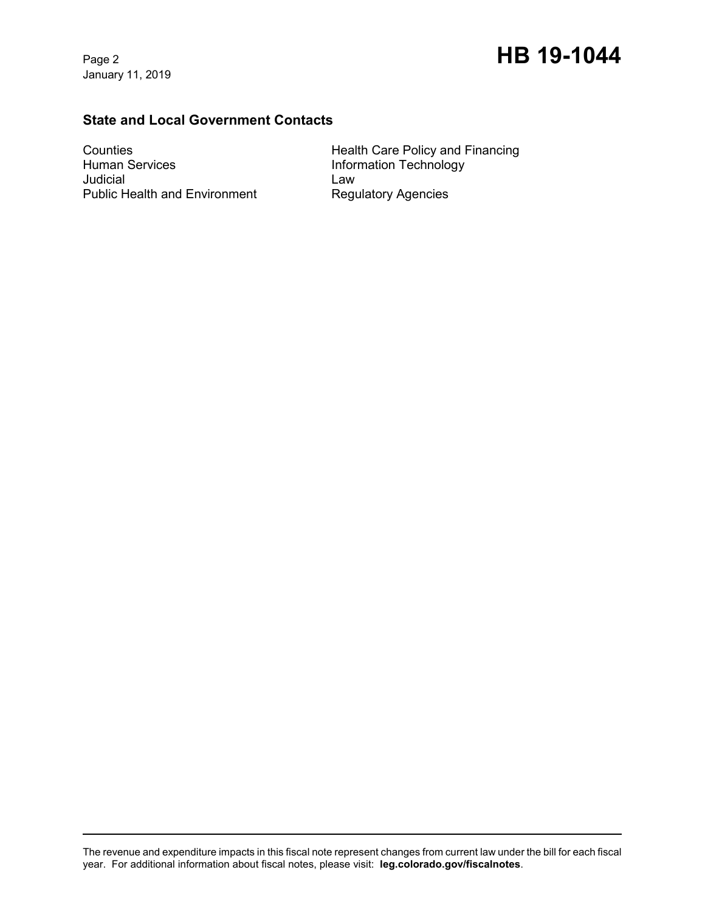## State and Local Government Contacts

| | |
|---|---|
| Counties | Health Care Policy and Financing |
| Human Services | Information Technology |
| Judicial | Law |
| Public Health and Environment | Regulatory Agencies |

The revenue and expenditure impacts in this fiscal note represent changes from current law under the bill for each fiscal year. For additional information about fiscal notes, please visit: **leg.colorado.gov/fiscalnotes**.